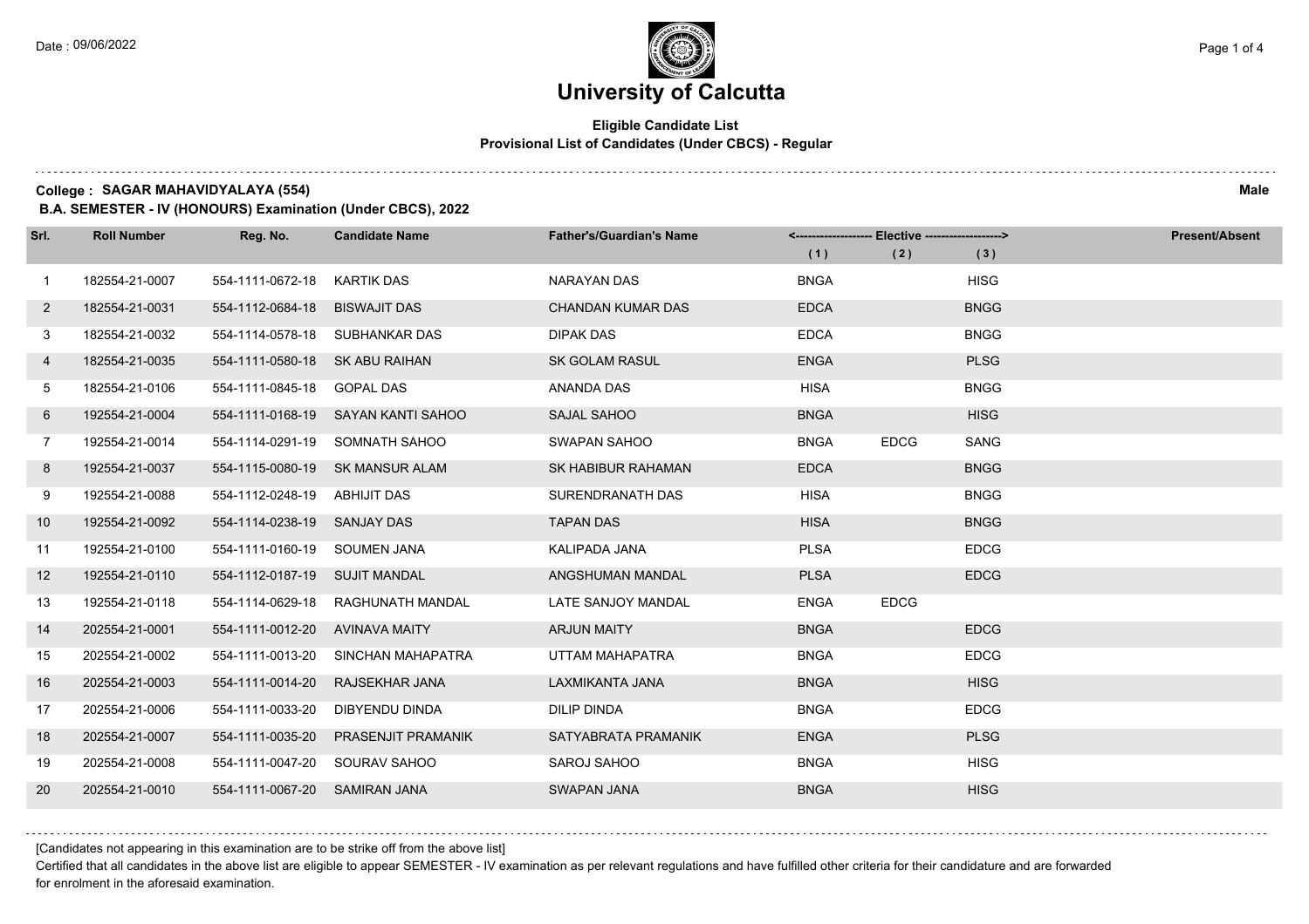Date : 09/06/2022

# University of Calcutta

**Eligible Candidate List**
**Provisional List of Candidates (Under CBCS) - Regular**

**College : SAGAR MAHAVIDYALAYA (554)** **Male**

**B.A. SEMESTER - IV (HONOURS) Examination (Under CBCS), 2022**

| Srl. | Roll Number | Reg. No. | Candidate Name | Father's/Guardian's Name | Elective (1) | Elective (2) | Elective (3) | Present/Absent |
|---|---|---|---|---|---|---|---|---|
| 1 | 182554-21-0007 | 554-1111-0672-18 | KARTIK DAS | NARAYAN DAS | BNGA | | HISG | |
| 2 | 182554-21-0031 | 554-1112-0684-18 | BISWAJIT DAS | CHANDAN KUMAR DAS | EDCA | | BNGG | |
| 3 | 182554-21-0032 | 554-1114-0578-18 | SUBHANKAR DAS | DIPAK DAS | EDCA | | BNGG | |
| 4 | 182554-21-0035 | 554-1111-0580-18 | SK ABU RAIHAN | SK GOLAM RASUL | ENGA | | PLSG | |
| 5 | 182554-21-0106 | 554-1111-0845-18 | GOPAL DAS | ANANDA DAS | HISA | | BNGG | |
| 6 | 192554-21-0004 | 554-1111-0168-19 | SAYAN KANTI SAHOO | SAJAL SAHOO | BNGA | | HISG | |
| 7 | 192554-21-0014 | 554-1114-0291-19 | SOMNATH SAHOO | SWAPAN SAHOO | BNGA | EDCG | SANG | |
| 8 | 192554-21-0037 | 554-1115-0080-19 | SK MANSUR ALAM | SK HABIBUR RAHAMAN | EDCA | | BNGG | |
| 9 | 192554-21-0088 | 554-1112-0248-19 | ABHIJIT DAS | SURENDRANATH DAS | HISA | | BNGG | |
| 10 | 192554-21-0092 | 554-1114-0238-19 | SANJAY DAS | TAPAN DAS | HISA | | BNGG | |
| 11 | 192554-21-0100 | 554-1111-0160-19 | SOUMEN JANA | KALIPADA JANA | PLSA | | EDCG | |
| 12 | 192554-21-0110 | 554-1112-0187-19 | SUJIT MANDAL | ANGSHUMAN MANDAL | PLSA | | EDCG | |
| 13 | 192554-21-0118 | 554-1114-0629-18 | RAGHUNATH MANDAL | LATE SANJOY MANDAL | ENGA | EDCG | | |
| 14 | 202554-21-0001 | 554-1111-0012-20 | AVINAVA MAITY | ARJUN MAITY | BNGA | | EDCG | |
| 15 | 202554-21-0002 | 554-1111-0013-20 | SINCHAN MAHAPATRA | UTTAM MAHAPATRA | BNGA | | EDCG | |
| 16 | 202554-21-0003 | 554-1111-0014-20 | RAJSEKHAR JANA | LAXMIKANTA JANA | BNGA | | HISG | |
| 17 | 202554-21-0006 | 554-1111-0033-20 | DIBYENDU DINDA | DILIP DINDA | BNGA | | EDCG | |
| 18 | 202554-21-0007 | 554-1111-0035-20 | PRASENJIT PRAMANIK | SATYABRATA PRAMANIK | ENGA | | PLSG | |
| 19 | 202554-21-0008 | 554-1111-0047-20 | SOURAV SAHOO | SAROJ SAHOO | BNGA | | HISG | |
| 20 | 202554-21-0010 | 554-1111-0067-20 | SAMIRAN JANA | SWAPAN JANA | BNGA | | HISG | |

[Candidates not appearing in this examination are to be strike off from the above list]

Certified that all candidates in the above list are eligible to appear SEMESTER - IV examination as per relevant regulations and have fulfilled other criteria for their candidature and are forwarded for enrolment in the aforesaid examination.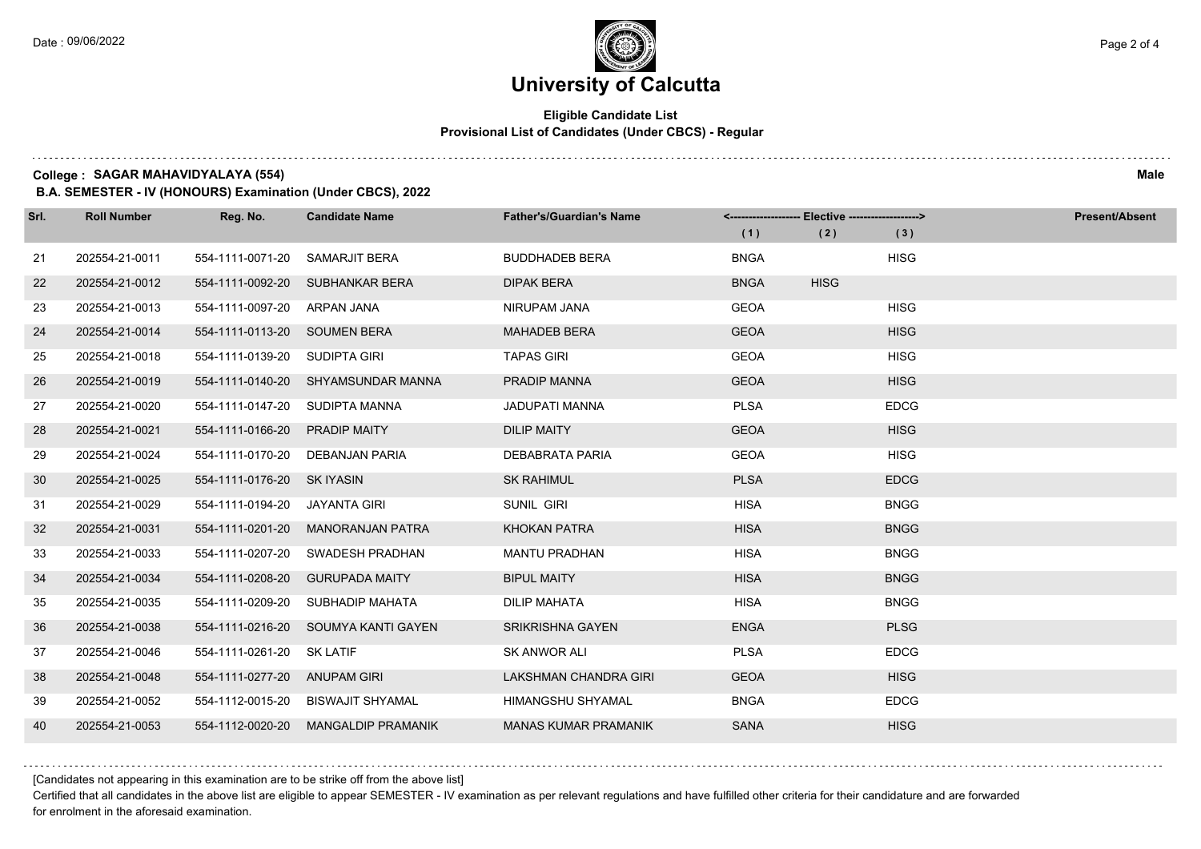# University of Calcutta

**Eligible Candidate List**
**Provisional List of Candidates (Under CBCS) - Regular**

**College : SAGAR MAHAVIDYALAYA (554)** **Male**

**B.A. SEMESTER - IV (HONOURS) Examination (Under CBCS), 2022**

| Srl. | Roll Number | Reg. No. | Candidate Name | Father's/Guardian's Name | <------------------- Elective -------------------> | | | Present/Absent |
|---|---|---|---|---|---|---|---|---|
| | | | | | (1) | (2) | (3) | |
| 21 | 202554-21-0011 | 554-1111-0071-20 | SAMARJIT BERA | BUDDHADEB BERA | BNGA | | HISG | |
| 22 | 202554-21-0012 | 554-1111-0092-20 | SUBHANKAR BERA | DIPAK BERA | BNGA | HISG | | |
| 23 | 202554-21-0013 | 554-1111-0097-20 | ARPAN JANA | NIRUPAM JANA | GEOA | | HISG | |
| 24 | 202554-21-0014 | 554-1111-0113-20 | SOUMEN BERA | MAHADEB BERA | GEOA | | HISG | |
| 25 | 202554-21-0018 | 554-1111-0139-20 | SUDIPTA GIRI | TAPAS GIRI | GEOA | | HISG | |
| 26 | 202554-21-0019 | 554-1111-0140-20 | SHYAMSUNDAR MANNA | PRADIP MANNA | GEOA | | HISG | |
| 27 | 202554-21-0020 | 554-1111-0147-20 | SUDIPTA MANNA | JADUPATI MANNA | PLSA | | EDCG | |
| 28 | 202554-21-0021 | 554-1111-0166-20 | PRADIP MAITY | DILIP MAITY | GEOA | | HISG | |
| 29 | 202554-21-0024 | 554-1111-0170-20 | DEBANJAN PARIA | DEBABRATA PARIA | GEOA | | HISG | |
| 30 | 202554-21-0025 | 554-1111-0176-20 | SK IYASIN | SK RAHIMUL | PLSA | | EDCG | |
| 31 | 202554-21-0029 | 554-1111-0194-20 | JAYANTA GIRI | SUNIL GIRI | HISA | | BNGG | |
| 32 | 202554-21-0031 | 554-1111-0201-20 | MANORANJAN PATRA | KHOKAN PATRA | HISA | | BNGG | |
| 33 | 202554-21-0033 | 554-1111-0207-20 | SWADESH PRADHAN | MANTU PRADHAN | HISA | | BNGG | |
| 34 | 202554-21-0034 | 554-1111-0208-20 | GURUPADA MAITY | BIPUL MAITY | HISA | | BNGG | |
| 35 | 202554-21-0035 | 554-1111-0209-20 | SUBHADIP MAHATA | DILIP MAHATA | HISA | | BNGG | |
| 36 | 202554-21-0038 | 554-1111-0216-20 | SOUMYA KANTI GAYEN | SRIKRISHNA GAYEN | ENGA | | PLSG | |
| 37 | 202554-21-0046 | 554-1111-0261-20 | SK LATIF | SK ANWOR ALI | PLSA | | EDCG | |
| 38 | 202554-21-0048 | 554-1111-0277-20 | ANUPAM GIRI | LAKSHMAN CHANDRA GIRI | GEOA | | HISG | |
| 39 | 202554-21-0052 | 554-1112-0015-20 | BISWAJIT SHYAMAL | HIMANGSHU SHYAMAL | BNGA | | EDCG | |
| 40 | 202554-21-0053 | 554-1112-0020-20 | MANGALDIP PRAMANIK | MANAS KUMAR PRAMANIK | SANA | | HISG | |

[Candidates not appearing in this examination are to be strike off from the above list]

Certified that all candidates in the above list are eligible to appear SEMESTER - IV examination as per relevant regulations and have fulfilled other criteria for their candidature and are forwarded for enrolment in the aforesaid examination.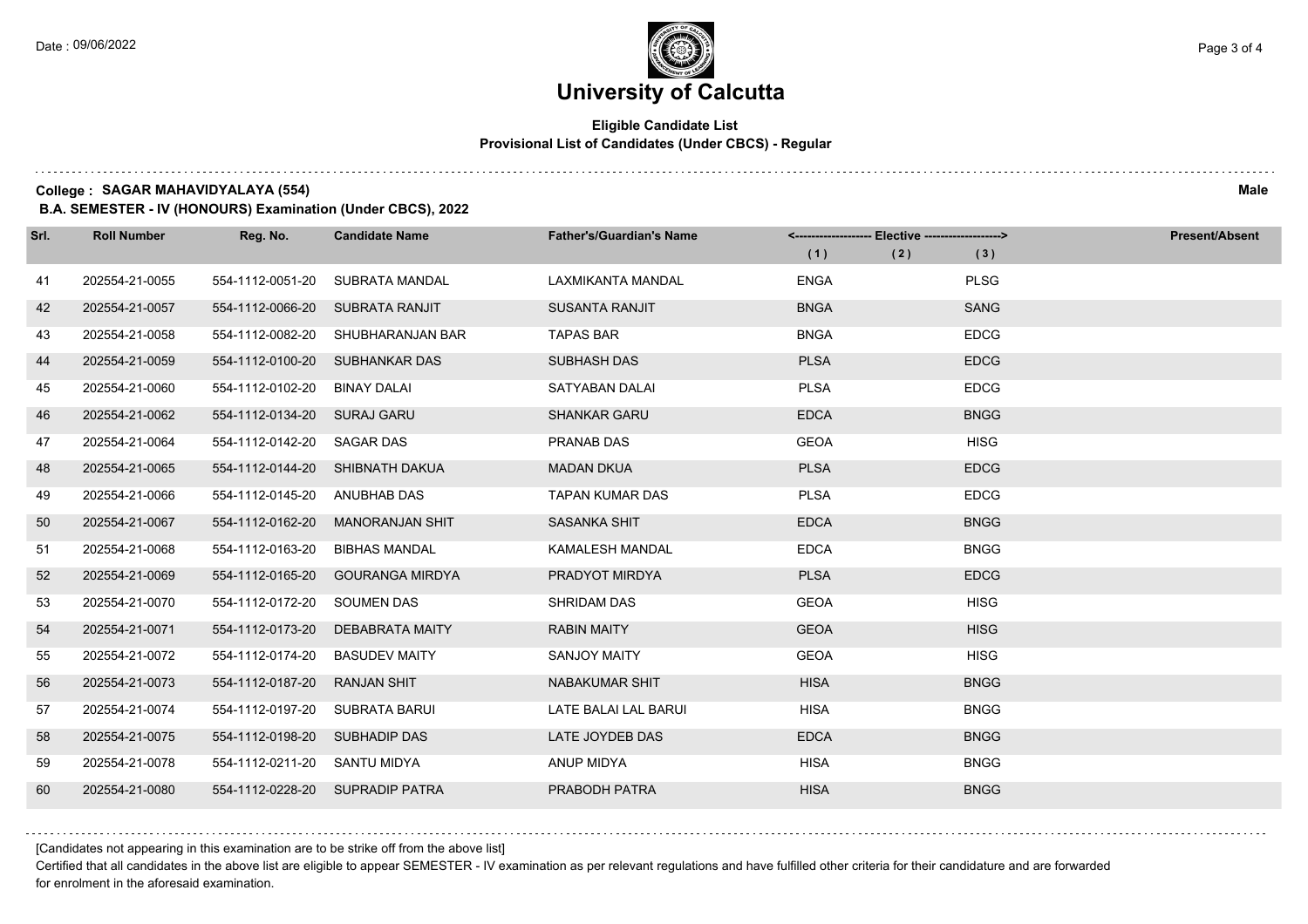# University of Calcutta

**Eligible Candidate List**
**Provisional List of Candidates (Under CBCS) - Regular**

**College : SAGAR MAHAVIDYALAYA (554)** **Male**

**B.A. SEMESTER - IV (HONOURS) Examination (Under CBCS), 2022**

| Srl. | Roll Number | Reg. No. | Candidate Name | Father's/Guardian's Name | Elective (1) | Elective (2) | Elective (3) | Present/Absent |
|---|---|---|---|---|---|---|---|---|
| 41 | 202554-21-0055 | 554-1112-0051-20 | SUBRATA MANDAL | LAXMIKANTA MANDAL | ENGA | | PLSG | |
| 42 | 202554-21-0057 | 554-1112-0066-20 | SUBRATA RANJIT | SUSANTA RANJIT | BNGA | | SANG | |
| 43 | 202554-21-0058 | 554-1112-0082-20 | SHUBHARANJAN BAR | TAPAS BAR | BNGA | | EDCG | |
| 44 | 202554-21-0059 | 554-1112-0100-20 | SUBHANKAR DAS | SUBHASH DAS | PLSA | | EDCG | |
| 45 | 202554-21-0060 | 554-1112-0102-20 | BINAY DALAI | SATYABAN DALAI | PLSA | | EDCG | |
| 46 | 202554-21-0062 | 554-1112-0134-20 | SURAJ GARU | SHANKAR GARU | EDCA | | BNGG | |
| 47 | 202554-21-0064 | 554-1112-0142-20 | SAGAR DAS | PRANAB DAS | GEOA | | HISG | |
| 48 | 202554-21-0065 | 554-1112-0144-20 | SHIBNATH DAKUA | MADAN DKUA | PLSA | | EDCG | |
| 49 | 202554-21-0066 | 554-1112-0145-20 | ANUBHAB DAS | TAPAN KUMAR DAS | PLSA | | EDCG | |
| 50 | 202554-21-0067 | 554-1112-0162-20 | MANORANJAN SHIT | SASANKA SHIT | EDCA | | BNGG | |
| 51 | 202554-21-0068 | 554-1112-0163-20 | BIBHAS MANDAL | KAMALESH MANDAL | EDCA | | BNGG | |
| 52 | 202554-21-0069 | 554-1112-0165-20 | GOURANGA MIRDYA | PRADYOT MIRDYA | PLSA | | EDCG | |
| 53 | 202554-21-0070 | 554-1112-0172-20 | SOUMEN DAS | SHRIDAM DAS | GEOA | | HISG | |
| 54 | 202554-21-0071 | 554-1112-0173-20 | DEBABRATA MAITY | RABIN MAITY | GEOA | | HISG | |
| 55 | 202554-21-0072 | 554-1112-0174-20 | BASUDEV MAITY | SANJOY MAITY | GEOA | | HISG | |
| 56 | 202554-21-0073 | 554-1112-0187-20 | RANJAN SHIT | NABAKUMAR SHIT | HISA | | BNGG | |
| 57 | 202554-21-0074 | 554-1112-0197-20 | SUBRATA BARUI | LATE BALAI LAL BARUI | HISA | | BNGG | |
| 58 | 202554-21-0075 | 554-1112-0198-20 | SUBHADIP DAS | LATE JOYDEB DAS | EDCA | | BNGG | |
| 59 | 202554-21-0078 | 554-1112-0211-20 | SANTU MIDYA | ANUP MIDYA | HISA | | BNGG | |
| 60 | 202554-21-0080 | 554-1112-0228-20 | SUPRADIP PATRA | PRABODH PATRA | HISA | | BNGG | |

[Candidates not appearing in this examination are to be strike off from the above list]

Certified that all candidates in the above list are eligible to appear SEMESTER - IV examination as per relevant regulations and have fulfilled other criteria for their candidature and are forwarded for enrolment in the aforesaid examination.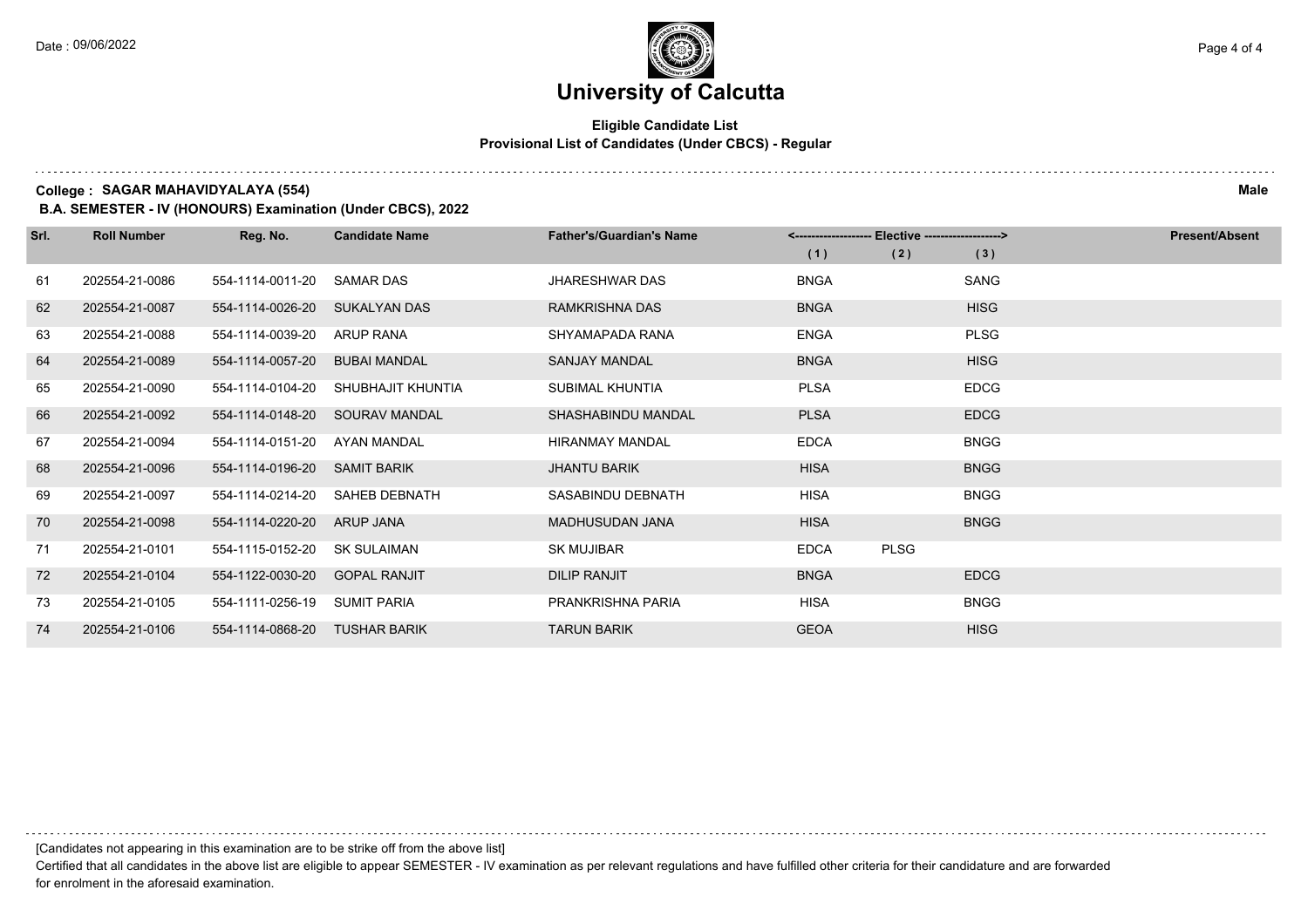# University of Calcutta

**Eligible Candidate List**
**Provisional List of Candidates (Under CBCS) - Regular**

**College : SAGAR MAHAVIDYALAYA (554)** **Male**

**B.A. SEMESTER - IV (HONOURS) Examination (Under CBCS), 2022**

| Srl. | Roll Number | Reg. No. | Candidate Name | Father's/Guardian's Name | <------------------ Elective ------------------> (1) | (2) | (3) | Present/Absent |
|---|---|---|---|---|---|---|---|---|
| 61 | 202554-21-0086 | 554-1114-0011-20 | SAMAR DAS | JHARESHWAR DAS | BNGA | | SANG | |
| 62 | 202554-21-0087 | 554-1114-0026-20 | SUKALYAN DAS | RAMKRISHNA DAS | BNGA | | HISG | |
| 63 | 202554-21-0088 | 554-1114-0039-20 | ARUP RANA | SHYAMAPADA RANA | ENGA | | PLSG | |
| 64 | 202554-21-0089 | 554-1114-0057-20 | BUBAI MANDAL | SANJAY MANDAL | BNGA | | HISG | |
| 65 | 202554-21-0090 | 554-1114-0104-20 | SHUBHAJIT KHUNTIA | SUBIMAL KHUNTIA | PLSA | | EDCG | |
| 66 | 202554-21-0092 | 554-1114-0148-20 | SOURAV MANDAL | SHASHABINDU MANDAL | PLSA | | EDCG | |
| 67 | 202554-21-0094 | 554-1114-0151-20 | AYAN MANDAL | HIRANMAY MANDAL | EDCA | | BNGG | |
| 68 | 202554-21-0096 | 554-1114-0196-20 | SAMIT BARIK | JHANTU BARIK | HISA | | BNGG | |
| 69 | 202554-21-0097 | 554-1114-0214-20 | SAHEB DEBNATH | SASABINDU DEBNATH | HISA | | BNGG | |
| 70 | 202554-21-0098 | 554-1114-0220-20 | ARUP JANA | MADHUSUDAN JANA | HISA | | BNGG | |
| 71 | 202554-21-0101 | 554-1115-0152-20 | SK SULAIMAN | SK MUJIBAR | EDCA | PLSG | | |
| 72 | 202554-21-0104 | 554-1122-0030-20 | GOPAL RANJIT | DILIP RANJIT | BNGA | | EDCG | |
| 73 | 202554-21-0105 | 554-1111-0256-19 | SUMIT PARIA | PRANKRISHNA PARIA | HISA | | BNGG | |
| 74 | 202554-21-0106 | 554-1114-0868-20 | TUSHAR BARIK | TARUN BARIK | GEOA | | HISG | |

[Candidates not appearing in this examination are to be strike off from the above list]

Certified that all candidates in the above list are eligible to appear SEMESTER - IV examination as per relevant regulations and have fulfilled other criteria for their candidature and are forwarded for enrolment in the aforesaid examination.